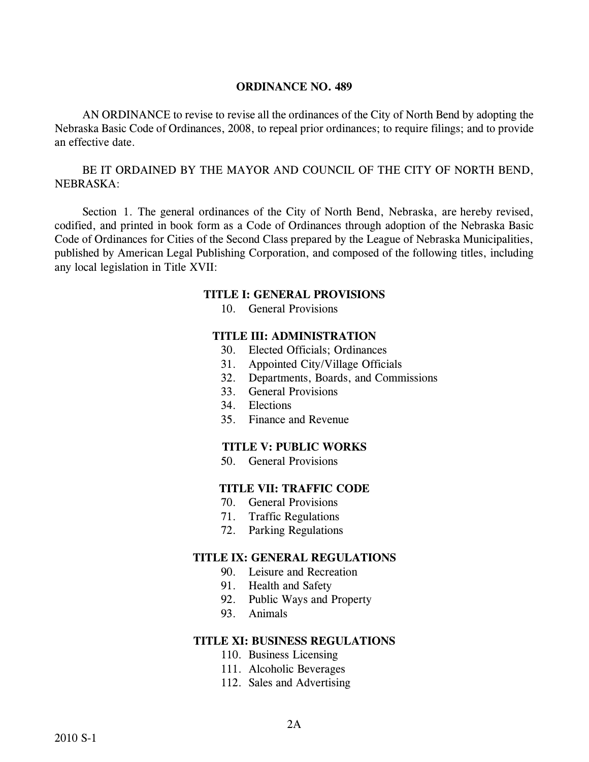## ORDINANCE NO. 489

AN ORDINANCE to revise to revise all the ordinances of the City of North Bend by adopting the Nebraska Basic Code of Ordinances, 2008, to repeal prior ordinances; to require filings; and to provide an effective date.

BE IT ORDAINED BY THE MAYOR AND COUNCIL OF THE CITY OF NORTH BEND, NEBRASKA:

Section 1. The general ordinances of the City of North Bend, Nebraska, are hereby revised, codified, and printed in book form as a Code of Ordinances through adoption of the Nebraska Basic Code of Ordinances for Cities of the Second Class prepared by the League of Nebraska Municipalities, published by American Legal Publishing Corporation, and composed of the following titles, including any local legislation in Title XVII:

**TITLE I: GENERAL PROVISIONS**

10. General Provisions

**TITLE III: ADMINISTRATION**

30. Elected Officials; Ordinances
31. Appointed City/Village Officials
32. Departments, Boards, and Commissions
33. General Provisions
34. Elections
35. Finance and Revenue

**TITLE V: PUBLIC WORKS**

50. General Provisions

**TITLE VII: TRAFFIC CODE**

70. General Provisions
71. Traffic Regulations
72. Parking Regulations

**TITLE IX: GENERAL REGULATIONS**

90. Leisure and Recreation
91. Health and Safety
92. Public Ways and Property
93. Animals

**TITLE XI: BUSINESS REGULATIONS**

110. Business Licensing
111. Alcoholic Beverages
112. Sales and Advertising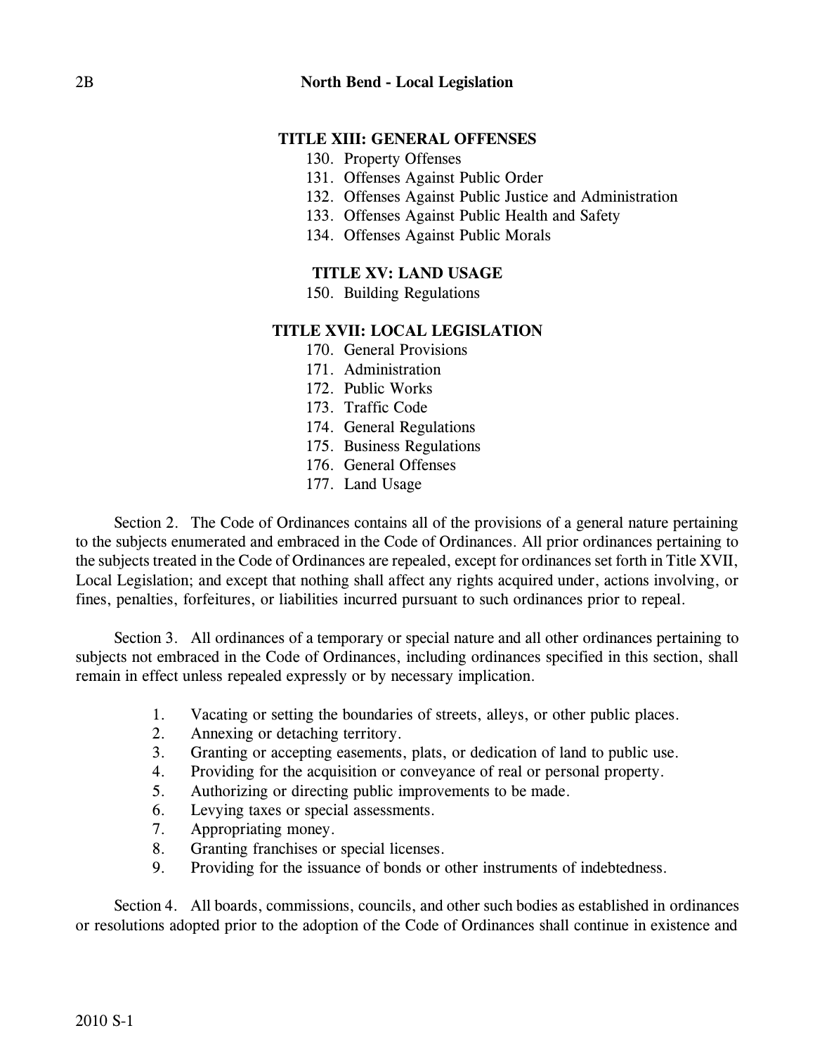**TITLE XIII: GENERAL OFFENSES**

130. Property Offenses
131. Offenses Against Public Order
132. Offenses Against Public Justice and Administration
133. Offenses Against Public Health and Safety
134. Offenses Against Public Morals

**TITLE XV: LAND USAGE**

150. Building Regulations

**TITLE XVII: LOCAL LEGISLATION**

170. General Provisions
171. Administration
172. Public Works
173. Traffic Code
174. General Regulations
175. Business Regulations
176. General Offenses
177. Land Usage

Section 2. The Code of Ordinances contains all of the provisions of a general nature pertaining to the subjects enumerated and embraced in the Code of Ordinances. All prior ordinances pertaining to the subjects treated in the Code of Ordinances are repealed, except for ordinances set forth in Title XVII, Local Legislation; and except that nothing shall affect any rights acquired under, actions involving, or fines, penalties, forfeitures, or liabilities incurred pursuant to such ordinances prior to repeal.

Section 3. All ordinances of a temporary or special nature and all other ordinances pertaining to subjects not embraced in the Code of Ordinances, including ordinances specified in this section, shall remain in effect unless repealed expressly or by necessary implication.

1. Vacating or setting the boundaries of streets, alleys, or other public places.
2. Annexing or detaching territory.
3. Granting or accepting easements, plats, or dedication of land to public use.
4. Providing for the acquisition or conveyance of real or personal property.
5. Authorizing or directing public improvements to be made.
6. Levying taxes or special assessments.
7. Appropriating money.
8. Granting franchises or special licenses.
9. Providing for the issuance of bonds or other instruments of indebtedness.

Section 4. All boards, commissions, councils, and other such bodies as established in ordinances or resolutions adopted prior to the adoption of the Code of Ordinances shall continue in existence and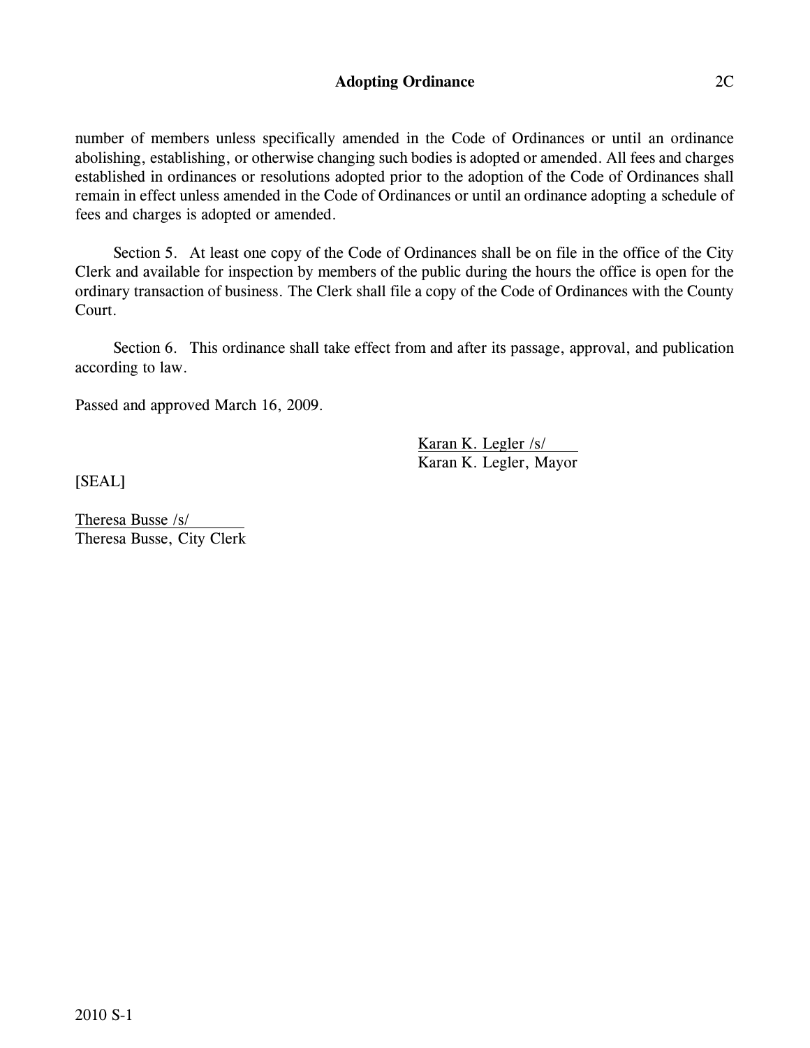number of members unless specifically amended in the Code of Ordinances or until an ordinance abolishing, establishing, or otherwise changing such bodies is adopted or amended. All fees and charges established in ordinances or resolutions adopted prior to the adoption of the Code of Ordinances shall remain in effect unless amended in the Code of Ordinances or until an ordinance adopting a schedule of fees and charges is adopted or amended.

Section 5. At least one copy of the Code of Ordinances shall be on file in the office of the City Clerk and available for inspection by members of the public during the hours the office is open for the ordinary transaction of business. The Clerk shall file a copy of the Code of Ordinances with the County Court.

Section 6. This ordinance shall take effect from and after its passage, approval, and publication according to law.

Passed and approved March 16, 2009.

Karan K. Legler /s/
Karan K. Legler, Mayor

[SEAL]

Theresa Busse /s/
Theresa Busse, City Clerk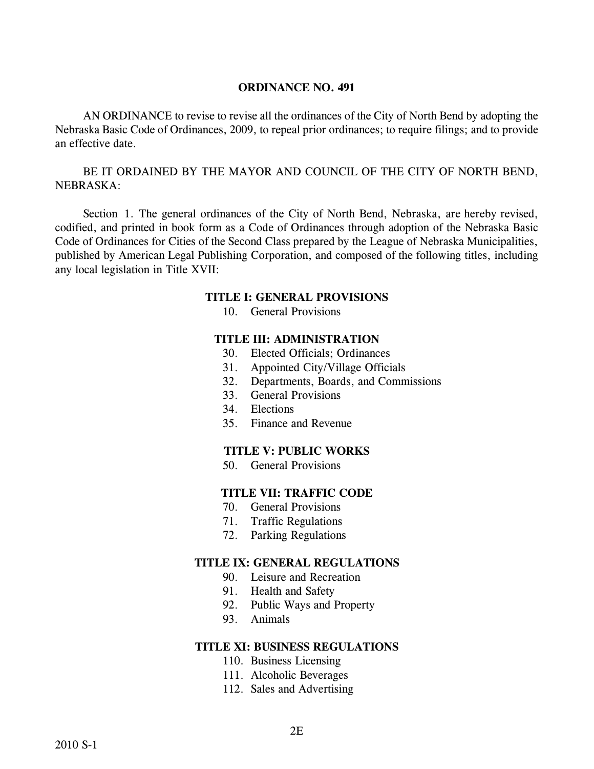## ORDINANCE NO. 491

AN ORDINANCE to revise to revise all the ordinances of the City of North Bend by adopting the Nebraska Basic Code of Ordinances, 2009, to repeal prior ordinances; to require filings; and to provide an effective date.

BE IT ORDAINED BY THE MAYOR AND COUNCIL OF THE CITY OF NORTH BEND, NEBRASKA:

Section 1. The general ordinances of the City of North Bend, Nebraska, are hereby revised, codified, and printed in book form as a Code of Ordinances through adoption of the Nebraska Basic Code of Ordinances for Cities of the Second Class prepared by the League of Nebraska Municipalities, published by American Legal Publishing Corporation, and composed of the following titles, including any local legislation in Title XVII:

**TITLE I: GENERAL PROVISIONS**

10. General Provisions

**TITLE III: ADMINISTRATION**

30. Elected Officials; Ordinances
31. Appointed City/Village Officials
32. Departments, Boards, and Commissions
33. General Provisions
34. Elections
35. Finance and Revenue

**TITLE V: PUBLIC WORKS**

50. General Provisions

**TITLE VII: TRAFFIC CODE**

70. General Provisions
71. Traffic Regulations
72. Parking Regulations

**TITLE IX: GENERAL REGULATIONS**

90. Leisure and Recreation
91. Health and Safety
92. Public Ways and Property
93. Animals

**TITLE XI: BUSINESS REGULATIONS**

110. Business Licensing
111. Alcoholic Beverages
112. Sales and Advertising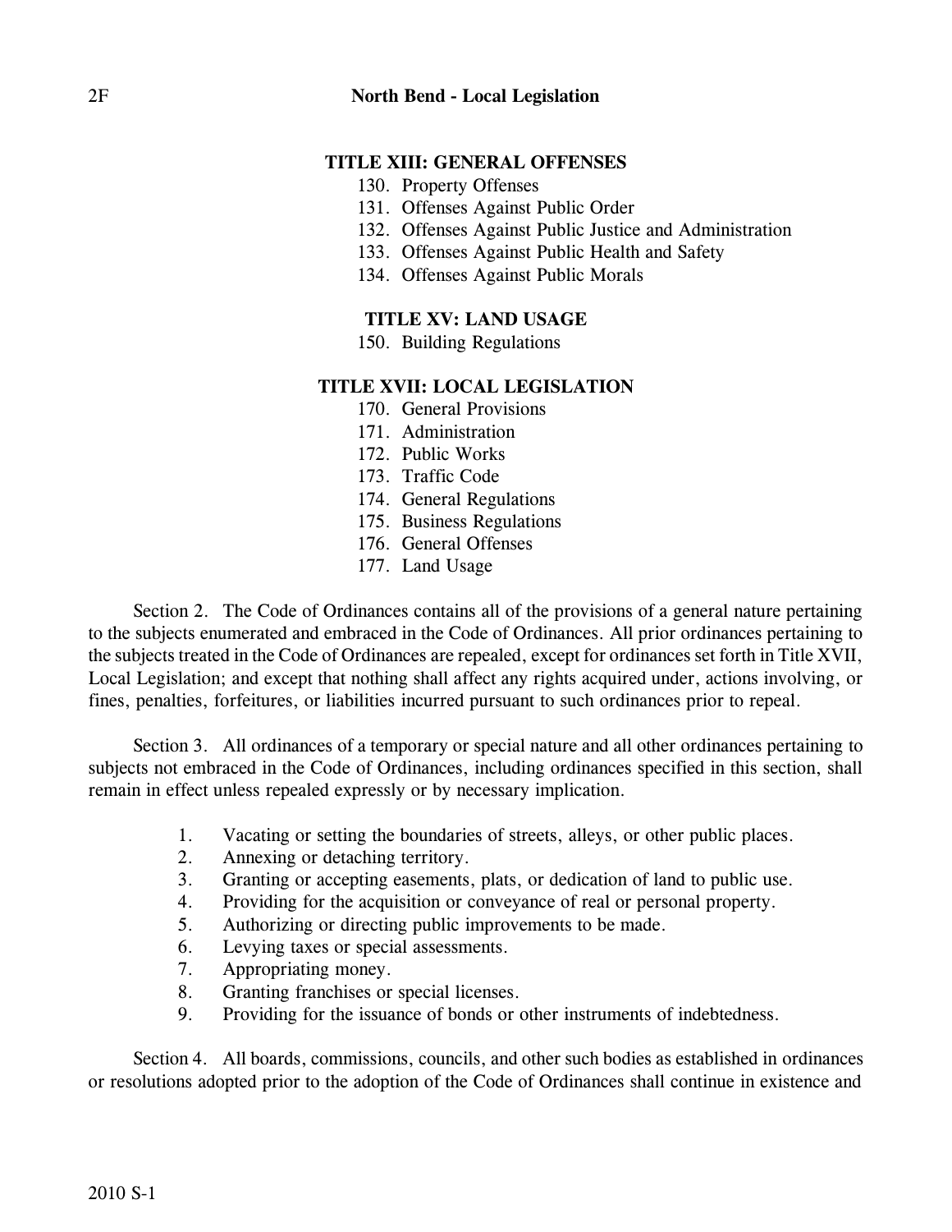**TITLE XIII: GENERAL OFFENSES**

130. Property Offenses
131. Offenses Against Public Order
132. Offenses Against Public Justice and Administration
133. Offenses Against Public Health and Safety
134. Offenses Against Public Morals

**TITLE XV: LAND USAGE**

150. Building Regulations

**TITLE XVII: LOCAL LEGISLATION**

170. General Provisions
171. Administration
172. Public Works
173. Traffic Code
174. General Regulations
175. Business Regulations
176. General Offenses
177. Land Usage

Section 2. The Code of Ordinances contains all of the provisions of a general nature pertaining to the subjects enumerated and embraced in the Code of Ordinances. All prior ordinances pertaining to the subjects treated in the Code of Ordinances are repealed, except for ordinances set forth in Title XVII, Local Legislation; and except that nothing shall affect any rights acquired under, actions involving, or fines, penalties, forfeitures, or liabilities incurred pursuant to such ordinances prior to repeal.

Section 3. All ordinances of a temporary or special nature and all other ordinances pertaining to subjects not embraced in the Code of Ordinances, including ordinances specified in this section, shall remain in effect unless repealed expressly or by necessary implication.

1. Vacating or setting the boundaries of streets, alleys, or other public places.
2. Annexing or detaching territory.
3. Granting or accepting easements, plats, or dedication of land to public use.
4. Providing for the acquisition or conveyance of real or personal property.
5. Authorizing or directing public improvements to be made.
6. Levying taxes or special assessments.
7. Appropriating money.
8. Granting franchises or special licenses.
9. Providing for the issuance of bonds or other instruments of indebtedness.

Section 4. All boards, commissions, councils, and other such bodies as established in ordinances or resolutions adopted prior to the adoption of the Code of Ordinances shall continue in existence and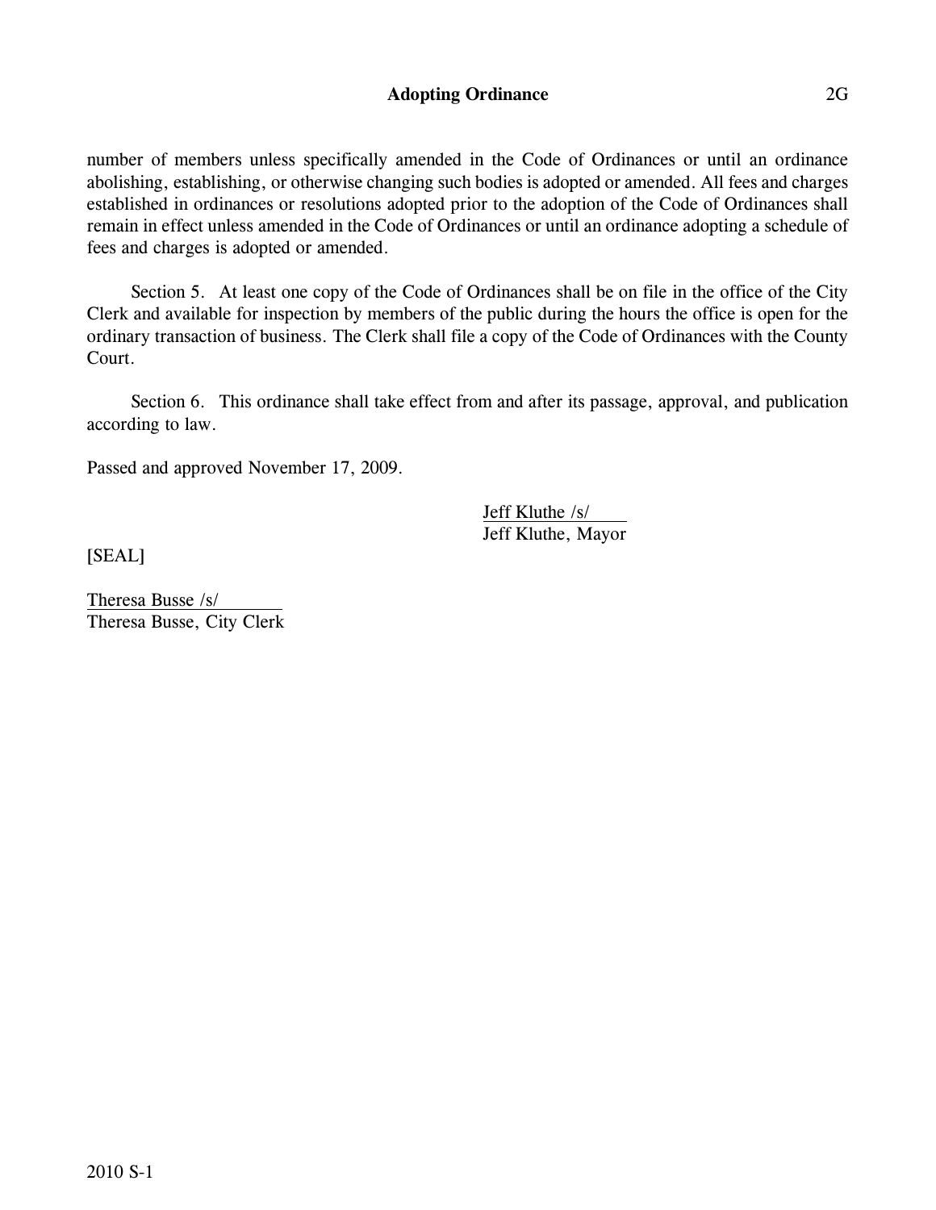number of members unless specifically amended in the Code of Ordinances or until an ordinance abolishing, establishing, or otherwise changing such bodies is adopted or amended. All fees and charges established in ordinances or resolutions adopted prior to the adoption of the Code of Ordinances shall remain in effect unless amended in the Code of Ordinances or until an ordinance adopting a schedule of fees and charges is adopted or amended.

Section 5. At least one copy of the Code of Ordinances shall be on file in the office of the City Clerk and available for inspection by members of the public during the hours the office is open for the ordinary transaction of business. The Clerk shall file a copy of the Code of Ordinances with the County Court.

Section 6. This ordinance shall take effect from and after its passage, approval, and publication according to law.

Passed and approved November 17, 2009.

Jeff Kluthe /s/
Jeff Kluthe, Mayor

[SEAL]

Theresa Busse /s/
Theresa Busse, City Clerk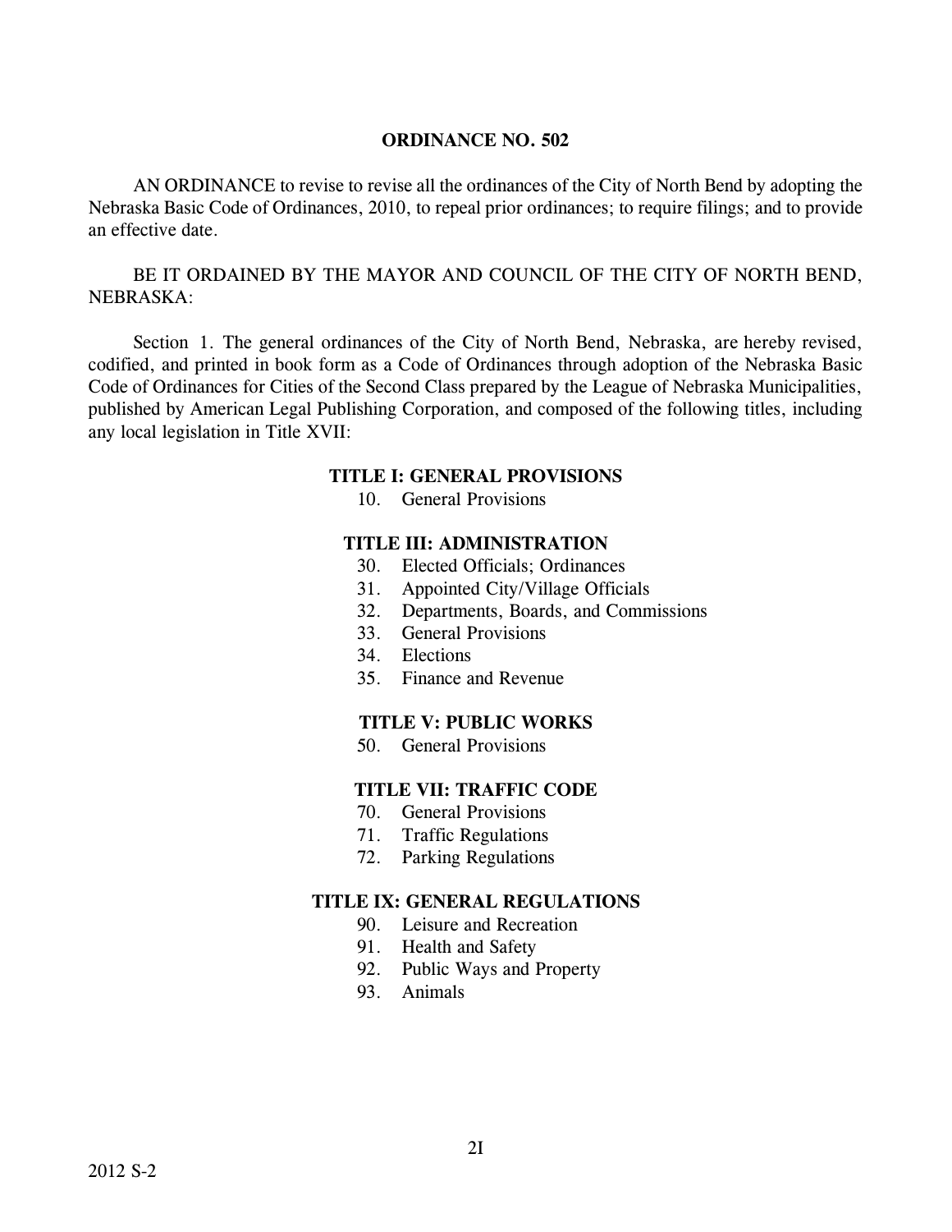## ORDINANCE NO. 502

AN ORDINANCE to revise to revise all the ordinances of the City of North Bend by adopting the Nebraska Basic Code of Ordinances, 2010, to repeal prior ordinances; to require filings; and to provide an effective date.

BE IT ORDAINED BY THE MAYOR AND COUNCIL OF THE CITY OF NORTH BEND, NEBRASKA:

Section 1. The general ordinances of the City of North Bend, Nebraska, are hereby revised, codified, and printed in book form as a Code of Ordinances through adoption of the Nebraska Basic Code of Ordinances for Cities of the Second Class prepared by the League of Nebraska Municipalities, published by American Legal Publishing Corporation, and composed of the following titles, including any local legislation in Title XVII:

**TITLE I: GENERAL PROVISIONS**

10. General Provisions

**TITLE III: ADMINISTRATION**

30. Elected Officials; Ordinances
31. Appointed City/Village Officials
32. Departments, Boards, and Commissions
33. General Provisions
34. Elections
35. Finance and Revenue

**TITLE V: PUBLIC WORKS**

50. General Provisions

**TITLE VII: TRAFFIC CODE**

70. General Provisions
71. Traffic Regulations
72. Parking Regulations

**TITLE IX: GENERAL REGULATIONS**

90. Leisure and Recreation
91. Health and Safety
92. Public Ways and Property
93. Animals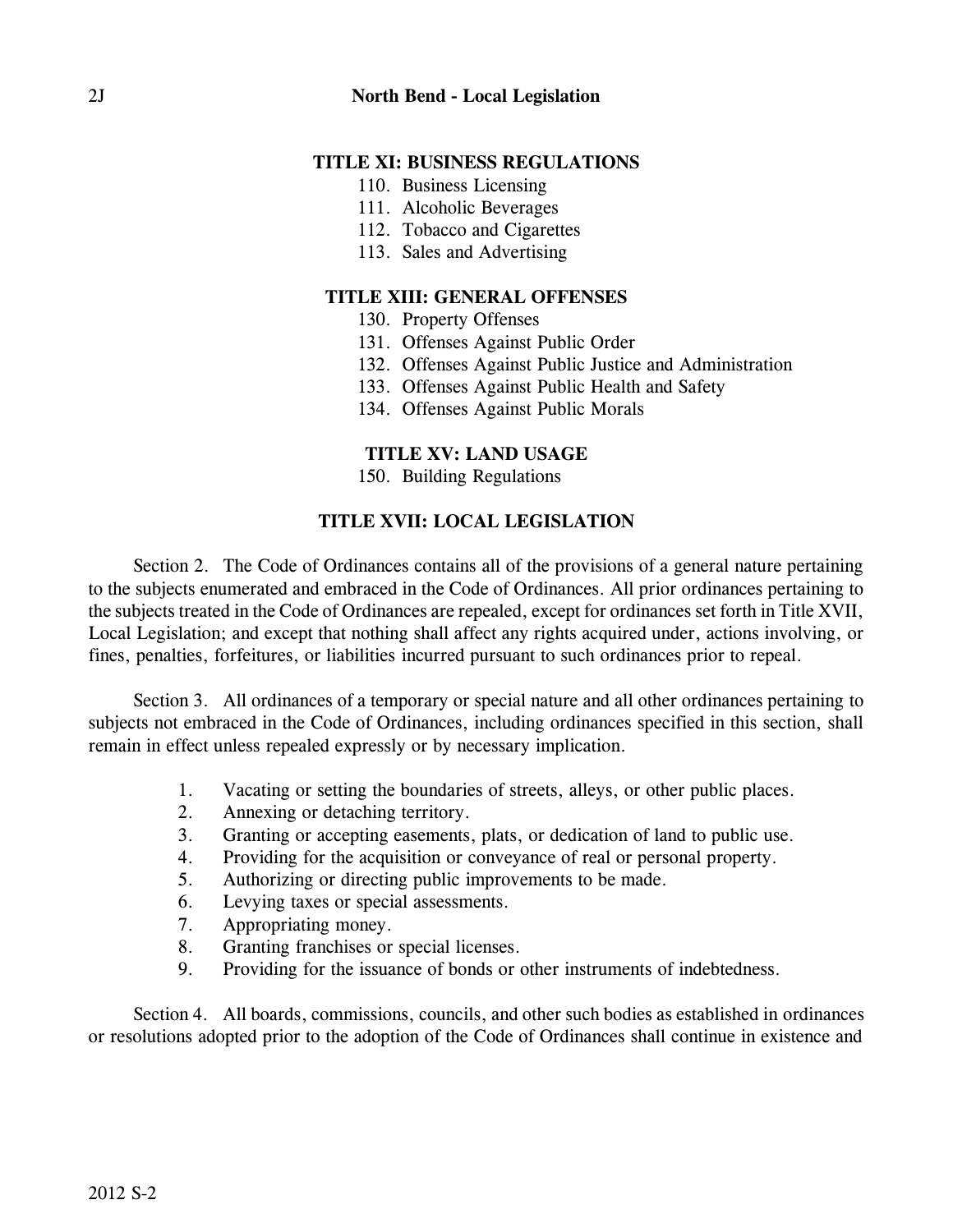**TITLE XI: BUSINESS REGULATIONS**

110. Business Licensing
111. Alcoholic Beverages
112. Tobacco and Cigarettes
113. Sales and Advertising

**TITLE XIII: GENERAL OFFENSES**

130. Property Offenses
131. Offenses Against Public Order
132. Offenses Against Public Justice and Administration
133. Offenses Against Public Health and Safety
134. Offenses Against Public Morals

**TITLE XV: LAND USAGE**

150. Building Regulations

**TITLE XVII: LOCAL LEGISLATION**

Section 2. The Code of Ordinances contains all of the provisions of a general nature pertaining to the subjects enumerated and embraced in the Code of Ordinances. All prior ordinances pertaining to the subjects treated in the Code of Ordinances are repealed, except for ordinances set forth in Title XVII, Local Legislation; and except that nothing shall affect any rights acquired under, actions involving, or fines, penalties, forfeitures, or liabilities incurred pursuant to such ordinances prior to repeal.

Section 3. All ordinances of a temporary or special nature and all other ordinances pertaining to subjects not embraced in the Code of Ordinances, including ordinances specified in this section, shall remain in effect unless repealed expressly or by necessary implication.

1. Vacating or setting the boundaries of streets, alleys, or other public places.
2. Annexing or detaching territory.
3. Granting or accepting easements, plats, or dedication of land to public use.
4. Providing for the acquisition or conveyance of real or personal property.
5. Authorizing or directing public improvements to be made.
6. Levying taxes or special assessments.
7. Appropriating money.
8. Granting franchises or special licenses.
9. Providing for the issuance of bonds or other instruments of indebtedness.

Section 4. All boards, commissions, councils, and other such bodies as established in ordinances or resolutions adopted prior to the adoption of the Code of Ordinances shall continue in existence and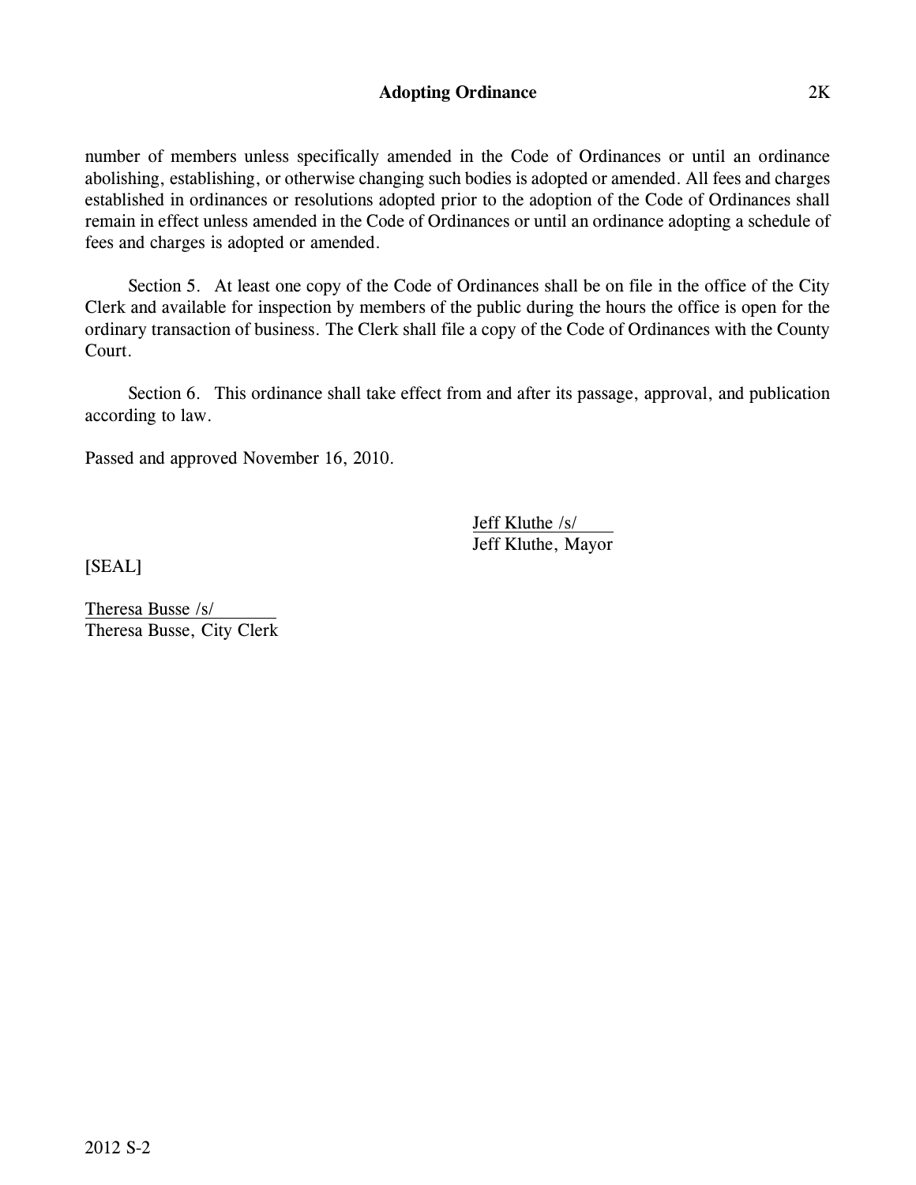number of members unless specifically amended in the Code of Ordinances or until an ordinance abolishing, establishing, or otherwise changing such bodies is adopted or amended. All fees and charges established in ordinances or resolutions adopted prior to the adoption of the Code of Ordinances shall remain in effect unless amended in the Code of Ordinances or until an ordinance adopting a schedule of fees and charges is adopted or amended.

Section 5. At least one copy of the Code of Ordinances shall be on file in the office of the City Clerk and available for inspection by members of the public during the hours the office is open for the ordinary transaction of business. The Clerk shall file a copy of the Code of Ordinances with the County Court.

Section 6. This ordinance shall take effect from and after its passage, approval, and publication according to law.

Passed and approved November 16, 2010.

Jeff Kluthe /s/
Jeff Kluthe, Mayor

[SEAL]

Theresa Busse /s/
Theresa Busse, City Clerk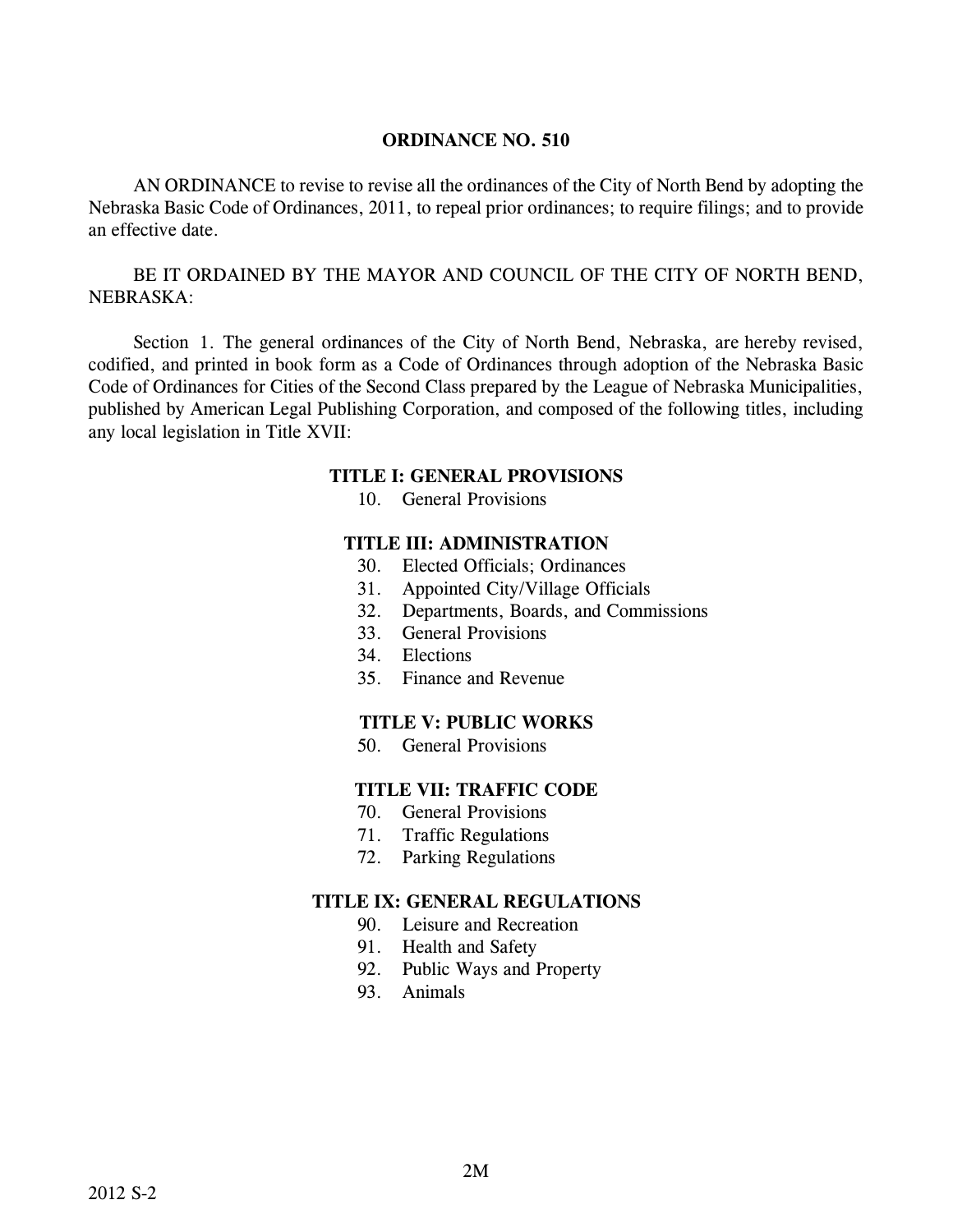# ORDINANCE NO. 510

AN ORDINANCE to revise to revise all the ordinances of the City of North Bend by adopting the Nebraska Basic Code of Ordinances, 2011, to repeal prior ordinances; to require filings; and to provide an effective date.

BE IT ORDAINED BY THE MAYOR AND COUNCIL OF THE CITY OF NORTH BEND, NEBRASKA:

Section 1. The general ordinances of the City of North Bend, Nebraska, are hereby revised, codified, and printed in book form as a Code of Ordinances through adoption of the Nebraska Basic Code of Ordinances for Cities of the Second Class prepared by the League of Nebraska Municipalities, published by American Legal Publishing Corporation, and composed of the following titles, including any local legislation in Title XVII:

**TITLE I: GENERAL PROVISIONS**

10. General Provisions

**TITLE III: ADMINISTRATION**

30. Elected Officials; Ordinances
31. Appointed City/Village Officials
32. Departments, Boards, and Commissions
33. General Provisions
34. Elections
35. Finance and Revenue

**TITLE V: PUBLIC WORKS**

50. General Provisions

**TITLE VII: TRAFFIC CODE**

70. General Provisions
71. Traffic Regulations
72. Parking Regulations

**TITLE IX: GENERAL REGULATIONS**

90. Leisure and Recreation
91. Health and Safety
92. Public Ways and Property
93. Animals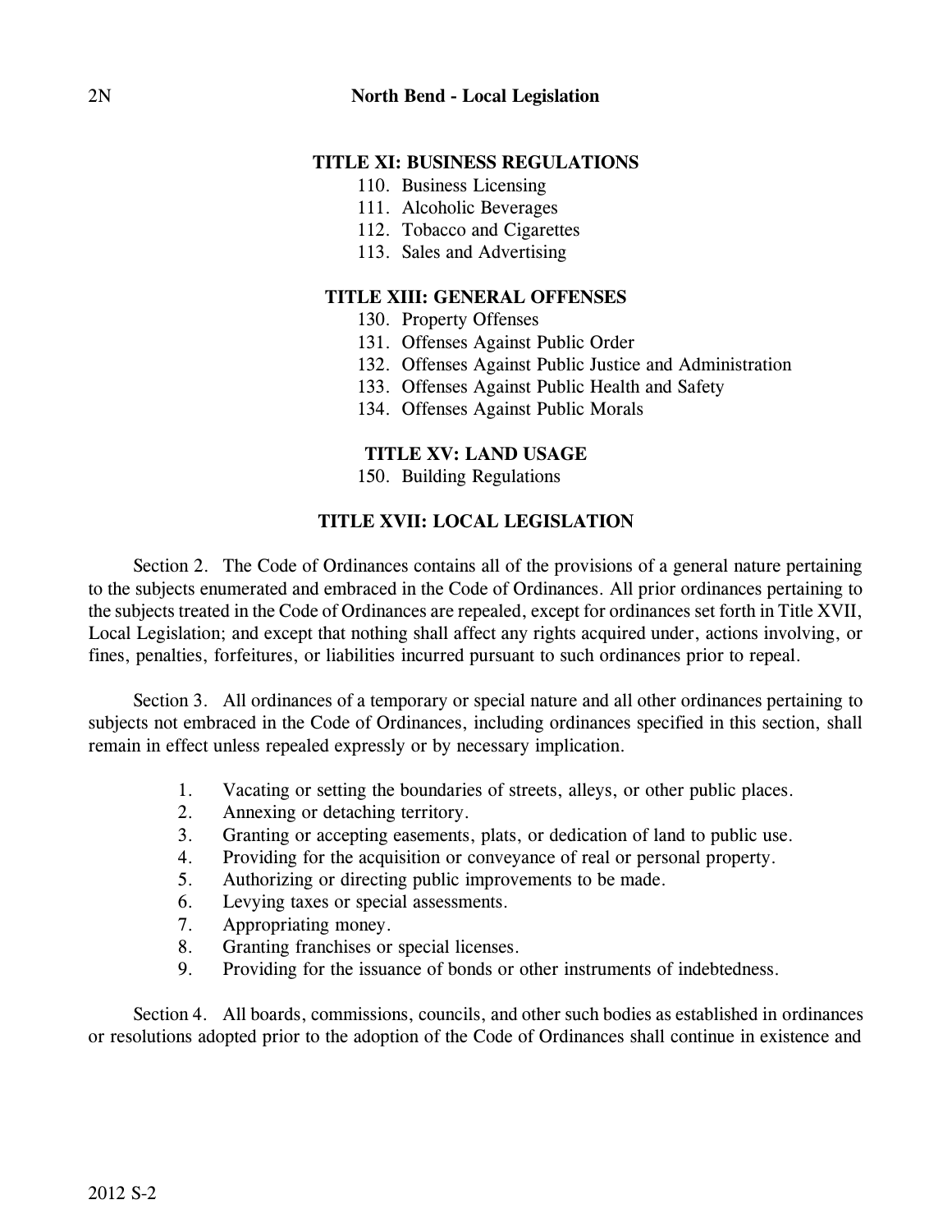**TITLE XI: BUSINESS REGULATIONS**

110. Business Licensing
111. Alcoholic Beverages
112. Tobacco and Cigarettes
113. Sales and Advertising

**TITLE XIII: GENERAL OFFENSES**

130. Property Offenses
131. Offenses Against Public Order
132. Offenses Against Public Justice and Administration
133. Offenses Against Public Health and Safety
134. Offenses Against Public Morals

**TITLE XV: LAND USAGE**

150. Building Regulations

**TITLE XVII: LOCAL LEGISLATION**

Section 2. The Code of Ordinances contains all of the provisions of a general nature pertaining to the subjects enumerated and embraced in the Code of Ordinances. All prior ordinances pertaining to the subjects treated in the Code of Ordinances are repealed, except for ordinances set forth in Title XVII, Local Legislation; and except that nothing shall affect any rights acquired under, actions involving, or fines, penalties, forfeitures, or liabilities incurred pursuant to such ordinances prior to repeal.

Section 3. All ordinances of a temporary or special nature and all other ordinances pertaining to subjects not embraced in the Code of Ordinances, including ordinances specified in this section, shall remain in effect unless repealed expressly or by necessary implication.

1. Vacating or setting the boundaries of streets, alleys, or other public places.
2. Annexing or detaching territory.
3. Granting or accepting easements, plats, or dedication of land to public use.
4. Providing for the acquisition or conveyance of real or personal property.
5. Authorizing or directing public improvements to be made.
6. Levying taxes or special assessments.
7. Appropriating money.
8. Granting franchises or special licenses.
9. Providing for the issuance of bonds or other instruments of indebtedness.

Section 4. All boards, commissions, councils, and other such bodies as established in ordinances or resolutions adopted prior to the adoption of the Code of Ordinances shall continue in existence and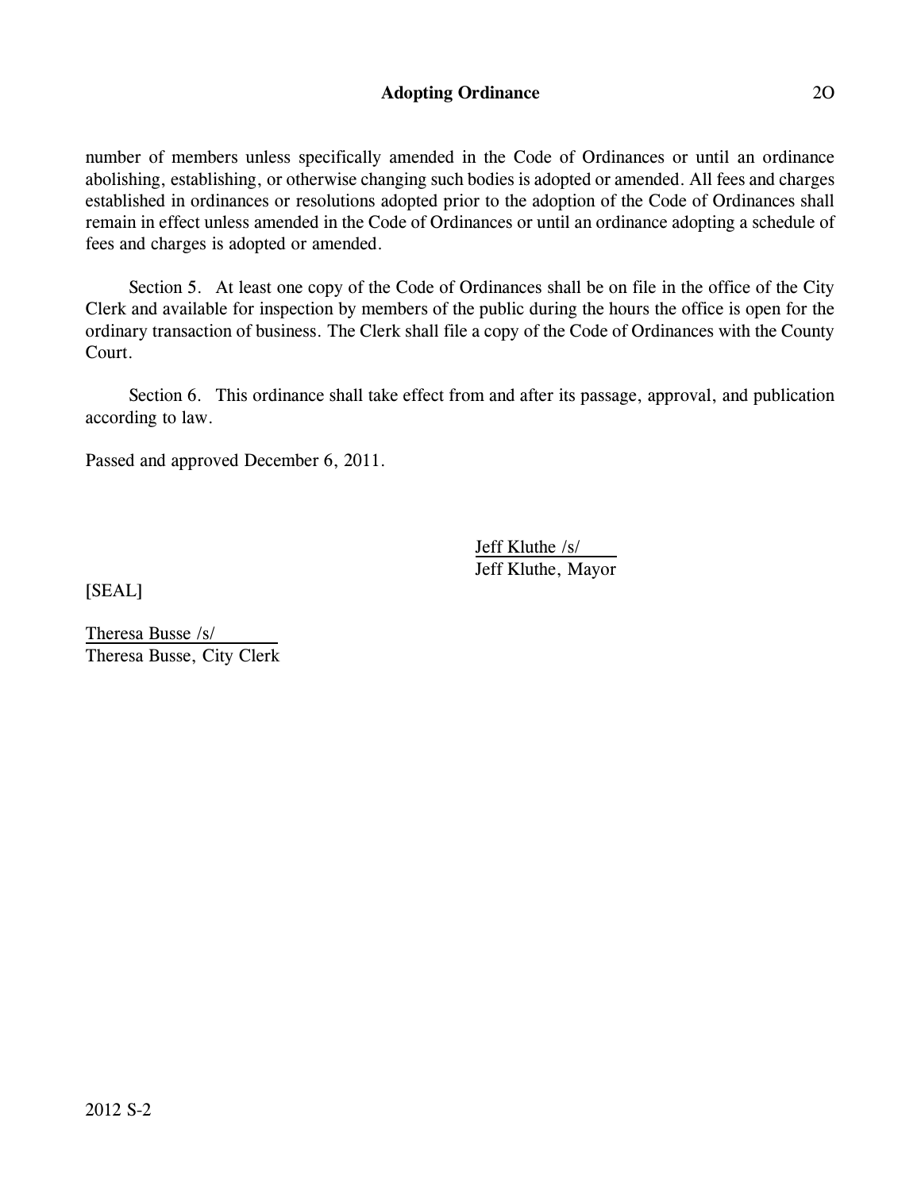number of members unless specifically amended in the Code of Ordinances or until an ordinance abolishing, establishing, or otherwise changing such bodies is adopted or amended. All fees and charges established in ordinances or resolutions adopted prior to the adoption of the Code of Ordinances shall remain in effect unless amended in the Code of Ordinances or until an ordinance adopting a schedule of fees and charges is adopted or amended.

Section 5. At least one copy of the Code of Ordinances shall be on file in the office of the City Clerk and available for inspection by members of the public during the hours the office is open for the ordinary transaction of business. The Clerk shall file a copy of the Code of Ordinances with the County Court.

Section 6. This ordinance shall take effect from and after its passage, approval, and publication according to law.

Passed and approved December 6, 2011.

Jeff Kluthe /s/
Jeff Kluthe, Mayor

[SEAL]

Theresa Busse /s/
Theresa Busse, City Clerk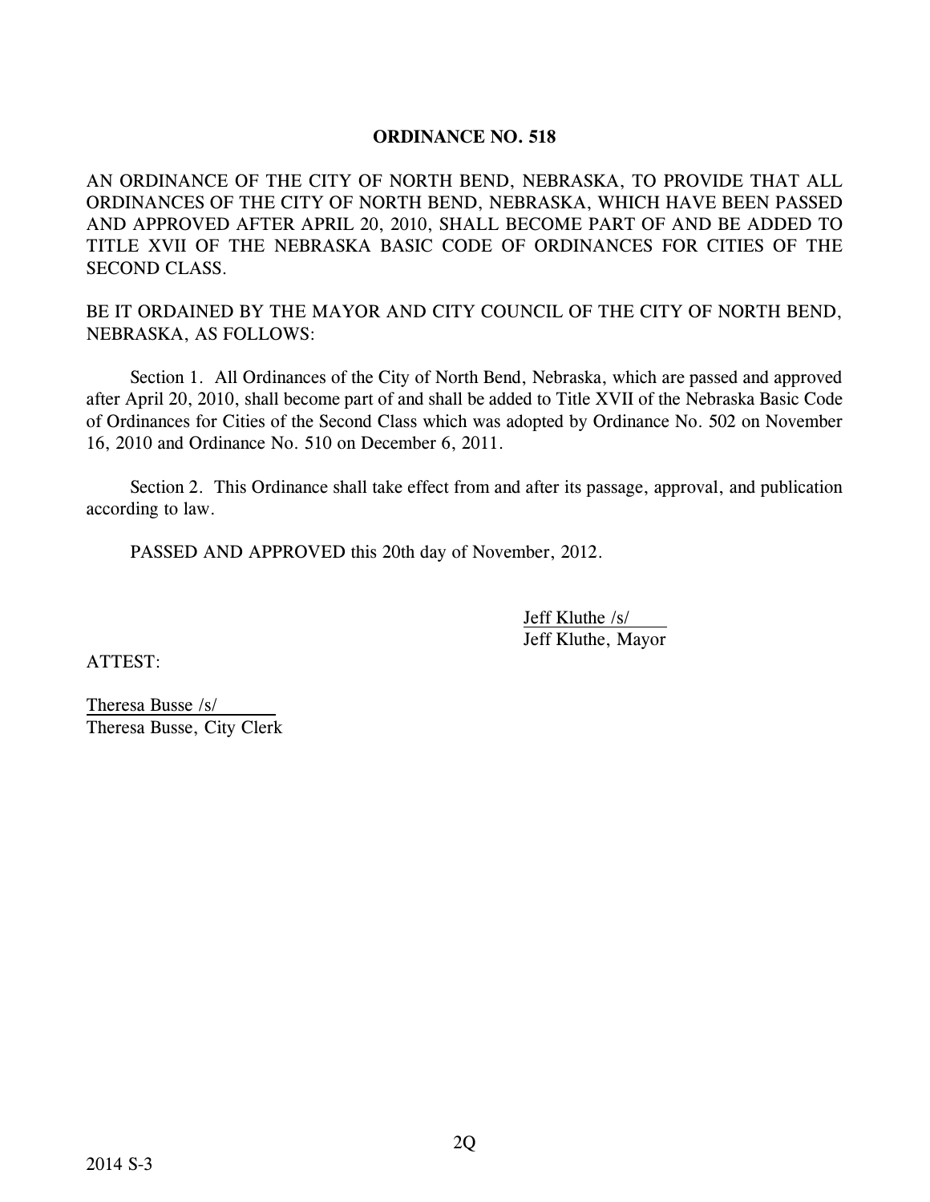**ORDINANCE NO. 518**

AN ORDINANCE OF THE CITY OF NORTH BEND, NEBRASKA, TO PROVIDE THAT ALL ORDINANCES OF THE CITY OF NORTH BEND, NEBRASKA, WHICH HAVE BEEN PASSED AND APPROVED AFTER APRIL 20, 2010, SHALL BECOME PART OF AND BE ADDED TO TITLE XVII OF THE NEBRASKA BASIC CODE OF ORDINANCES FOR CITIES OF THE SECOND CLASS.

BE IT ORDAINED BY THE MAYOR AND CITY COUNCIL OF THE CITY OF NORTH BEND, NEBRASKA, AS FOLLOWS:

Section 1. All Ordinances of the City of North Bend, Nebraska, which are passed and approved after April 20, 2010, shall become part of and shall be added to Title XVII of the Nebraska Basic Code of Ordinances for Cities of the Second Class which was adopted by Ordinance No. 502 on November 16, 2010 and Ordinance No. 510 on December 6, 2011.

Section 2. This Ordinance shall take effect from and after its passage, approval, and publication according to law.

PASSED AND APPROVED this 20th day of November, 2012.

Jeff Kluthe /s/
Jeff Kluthe, Mayor

ATTEST:

Theresa Busse /s/
Theresa Busse, City Clerk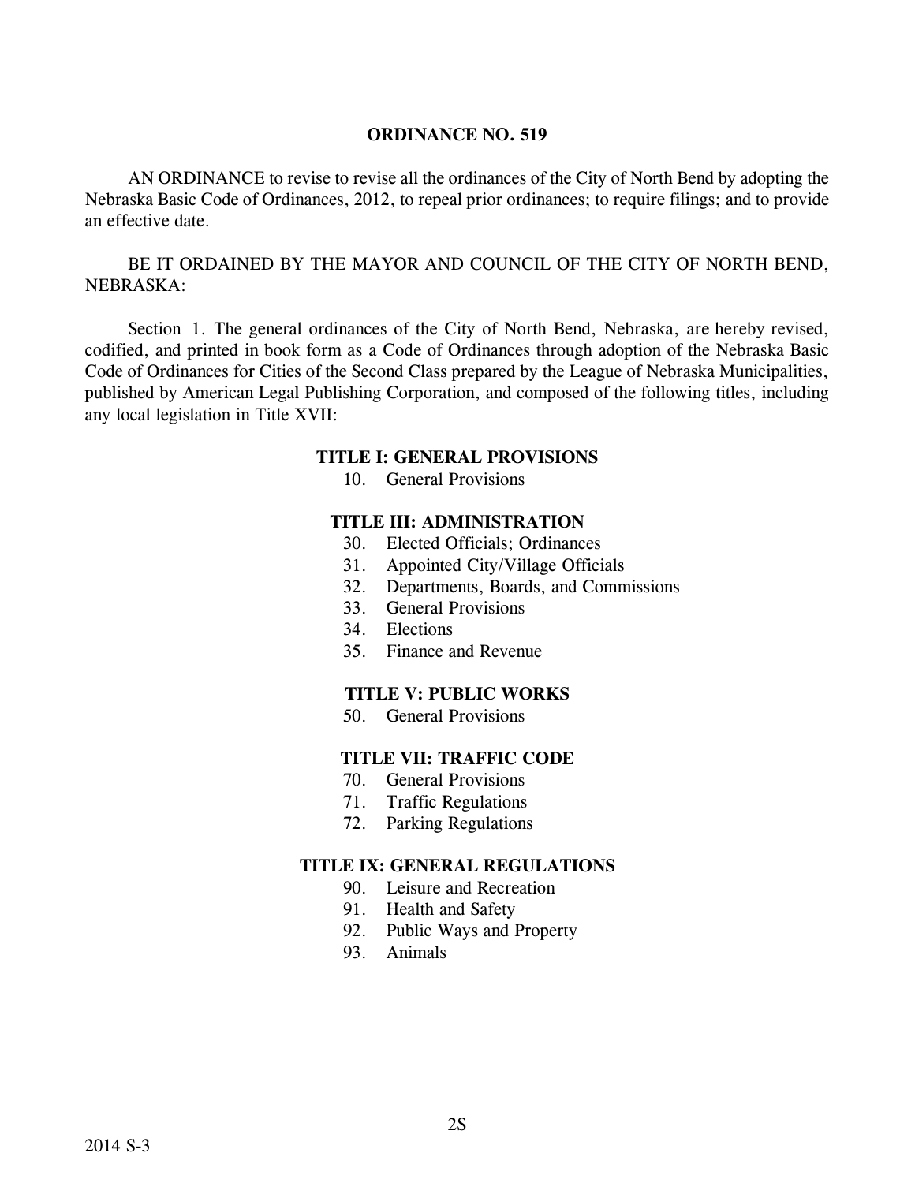## ORDINANCE NO. 519

AN ORDINANCE to revise to revise all the ordinances of the City of North Bend by adopting the Nebraska Basic Code of Ordinances, 2012, to repeal prior ordinances; to require filings; and to provide an effective date.

BE IT ORDAINED BY THE MAYOR AND COUNCIL OF THE CITY OF NORTH BEND, NEBRASKA:

Section 1. The general ordinances of the City of North Bend, Nebraska, are hereby revised, codified, and printed in book form as a Code of Ordinances through adoption of the Nebraska Basic Code of Ordinances for Cities of the Second Class prepared by the League of Nebraska Municipalities, published by American Legal Publishing Corporation, and composed of the following titles, including any local legislation in Title XVII:

**TITLE I: GENERAL PROVISIONS**

10. General Provisions

**TITLE III: ADMINISTRATION**

30. Elected Officials; Ordinances
31. Appointed City/Village Officials
32. Departments, Boards, and Commissions
33. General Provisions
34. Elections
35. Finance and Revenue

**TITLE V: PUBLIC WORKS**

50. General Provisions

**TITLE VII: TRAFFIC CODE**

70. General Provisions
71. Traffic Regulations
72. Parking Regulations

**TITLE IX: GENERAL REGULATIONS**

90. Leisure and Recreation
91. Health and Safety
92. Public Ways and Property
93. Animals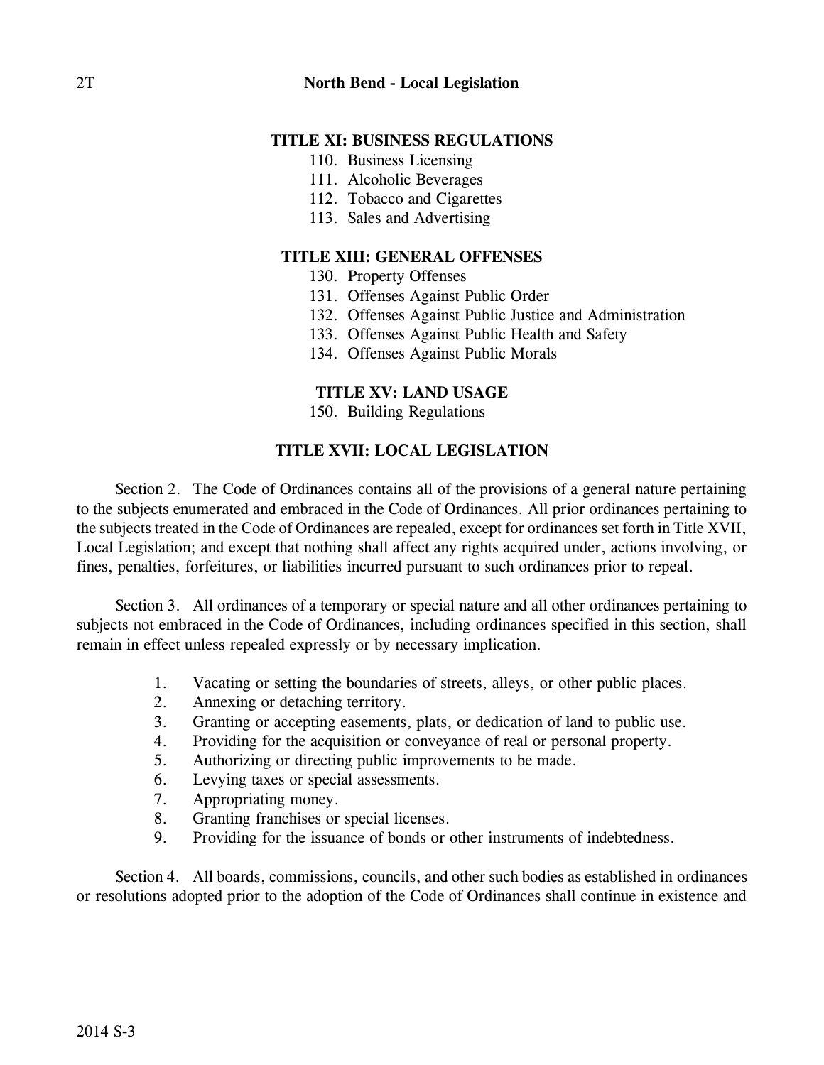**TITLE XI: BUSINESS REGULATIONS**

110. Business Licensing
111. Alcoholic Beverages
112. Tobacco and Cigarettes
113. Sales and Advertising

**TITLE XIII: GENERAL OFFENSES**

130. Property Offenses
131. Offenses Against Public Order
132. Offenses Against Public Justice and Administration
133. Offenses Against Public Health and Safety
134. Offenses Against Public Morals

**TITLE XV: LAND USAGE**

150. Building Regulations

**TITLE XVII: LOCAL LEGISLATION**

Section 2. The Code of Ordinances contains all of the provisions of a general nature pertaining to the subjects enumerated and embraced in the Code of Ordinances. All prior ordinances pertaining to the subjects treated in the Code of Ordinances are repealed, except for ordinances set forth in Title XVII, Local Legislation; and except that nothing shall affect any rights acquired under, actions involving, or fines, penalties, forfeitures, or liabilities incurred pursuant to such ordinances prior to repeal.

Section 3. All ordinances of a temporary or special nature and all other ordinances pertaining to subjects not embraced in the Code of Ordinances, including ordinances specified in this section, shall remain in effect unless repealed expressly or by necessary implication.

1. Vacating or setting the boundaries of streets, alleys, or other public places.
2. Annexing or detaching territory.
3. Granting or accepting easements, plats, or dedication of land to public use.
4. Providing for the acquisition or conveyance of real or personal property.
5. Authorizing or directing public improvements to be made.
6. Levying taxes or special assessments.
7. Appropriating money.
8. Granting franchises or special licenses.
9. Providing for the issuance of bonds or other instruments of indebtedness.

Section 4. All boards, commissions, councils, and other such bodies as established in ordinances or resolutions adopted prior to the adoption of the Code of Ordinances shall continue in existence and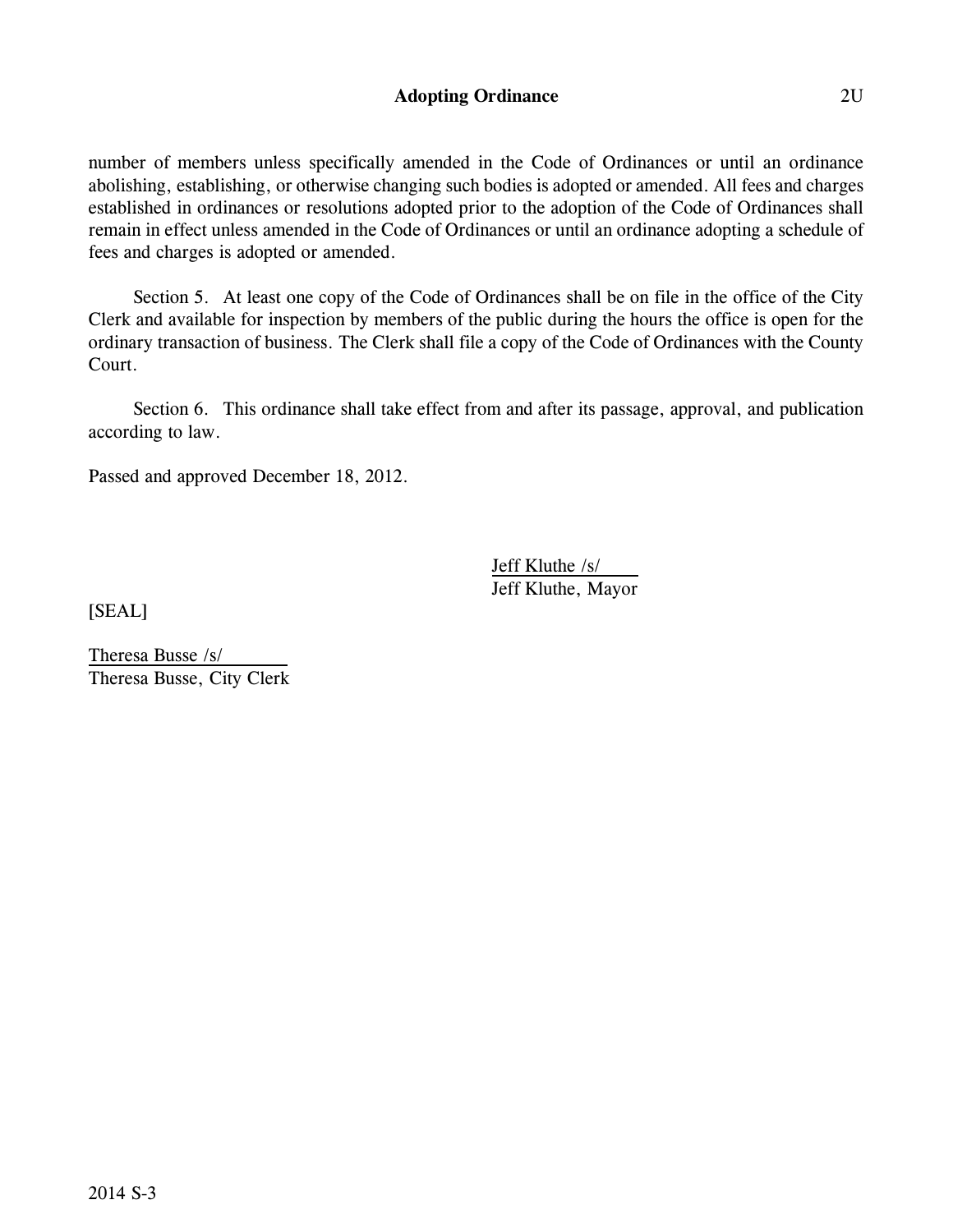number of members unless specifically amended in the Code of Ordinances or until an ordinance abolishing, establishing, or otherwise changing such bodies is adopted or amended. All fees and charges established in ordinances or resolutions adopted prior to the adoption of the Code of Ordinances shall remain in effect unless amended in the Code of Ordinances or until an ordinance adopting a schedule of fees and charges is adopted or amended.

Section 5. At least one copy of the Code of Ordinances shall be on file in the office of the City Clerk and available for inspection by members of the public during the hours the office is open for the ordinary transaction of business. The Clerk shall file a copy of the Code of Ordinances with the County Court.

Section 6. This ordinance shall take effect from and after its passage, approval, and publication according to law.

Passed and approved December 18, 2012.

Jeff Kluthe /s/
Jeff Kluthe, Mayor

[SEAL]

Theresa Busse /s/
Theresa Busse, City Clerk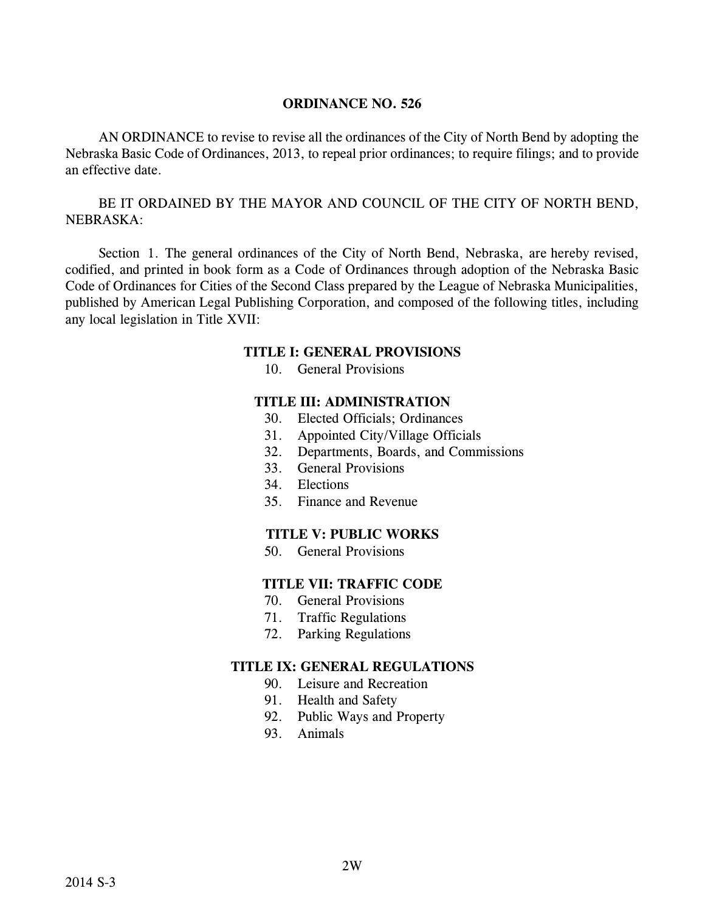## ORDINANCE NO. 526

AN ORDINANCE to revise to revise all the ordinances of the City of North Bend by adopting the Nebraska Basic Code of Ordinances, 2013, to repeal prior ordinances; to require filings; and to provide an effective date.

BE IT ORDAINED BY THE MAYOR AND COUNCIL OF THE CITY OF NORTH BEND, NEBRASKA:

Section 1. The general ordinances of the City of North Bend, Nebraska, are hereby revised, codified, and printed in book form as a Code of Ordinances through adoption of the Nebraska Basic Code of Ordinances for Cities of the Second Class prepared by the League of Nebraska Municipalities, published by American Legal Publishing Corporation, and composed of the following titles, including any local legislation in Title XVII:

**TITLE I: GENERAL PROVISIONS**

10. General Provisions

**TITLE III: ADMINISTRATION**

30. Elected Officials; Ordinances
31. Appointed City/Village Officials
32. Departments, Boards, and Commissions
33. General Provisions
34. Elections
35. Finance and Revenue

**TITLE V: PUBLIC WORKS**

50. General Provisions

**TITLE VII: TRAFFIC CODE**

70. General Provisions
71. Traffic Regulations
72. Parking Regulations

**TITLE IX: GENERAL REGULATIONS**

90. Leisure and Recreation
91. Health and Safety
92. Public Ways and Property
93. Animals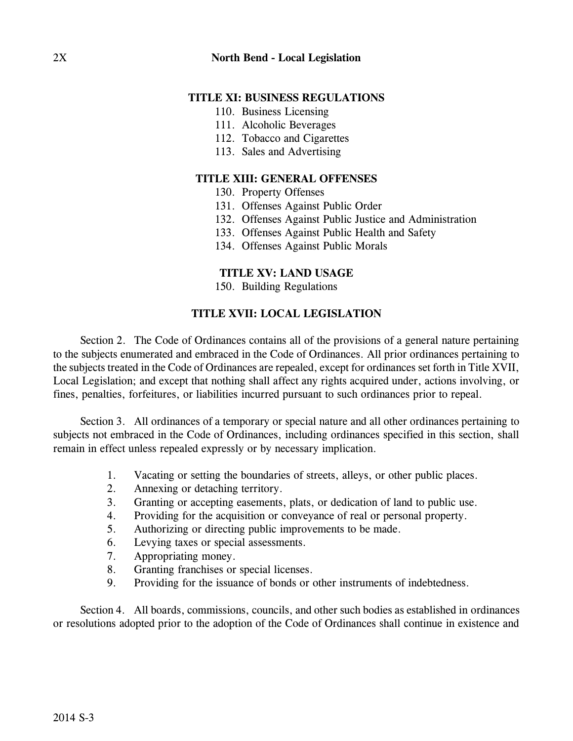**TITLE XI: BUSINESS REGULATIONS**

110. Business Licensing
111. Alcoholic Beverages
112. Tobacco and Cigarettes
113. Sales and Advertising

**TITLE XIII: GENERAL OFFENSES**

130. Property Offenses
131. Offenses Against Public Order
132. Offenses Against Public Justice and Administration
133. Offenses Against Public Health and Safety
134. Offenses Against Public Morals

**TITLE XV: LAND USAGE**

150. Building Regulations

**TITLE XVII: LOCAL LEGISLATION**

Section 2. The Code of Ordinances contains all of the provisions of a general nature pertaining to the subjects enumerated and embraced in the Code of Ordinances. All prior ordinances pertaining to the subjects treated in the Code of Ordinances are repealed, except for ordinances set forth in Title XVII, Local Legislation; and except that nothing shall affect any rights acquired under, actions involving, or fines, penalties, forfeitures, or liabilities incurred pursuant to such ordinances prior to repeal.

Section 3. All ordinances of a temporary or special nature and all other ordinances pertaining to subjects not embraced in the Code of Ordinances, including ordinances specified in this section, shall remain in effect unless repealed expressly or by necessary implication.

1. Vacating or setting the boundaries of streets, alleys, or other public places.
2. Annexing or detaching territory.
3. Granting or accepting easements, plats, or dedication of land to public use.
4. Providing for the acquisition or conveyance of real or personal property.
5. Authorizing or directing public improvements to be made.
6. Levying taxes or special assessments.
7. Appropriating money.
8. Granting franchises or special licenses.
9. Providing for the issuance of bonds or other instruments of indebtedness.

Section 4. All boards, commissions, councils, and other such bodies as established in ordinances or resolutions adopted prior to the adoption of the Code of Ordinances shall continue in existence and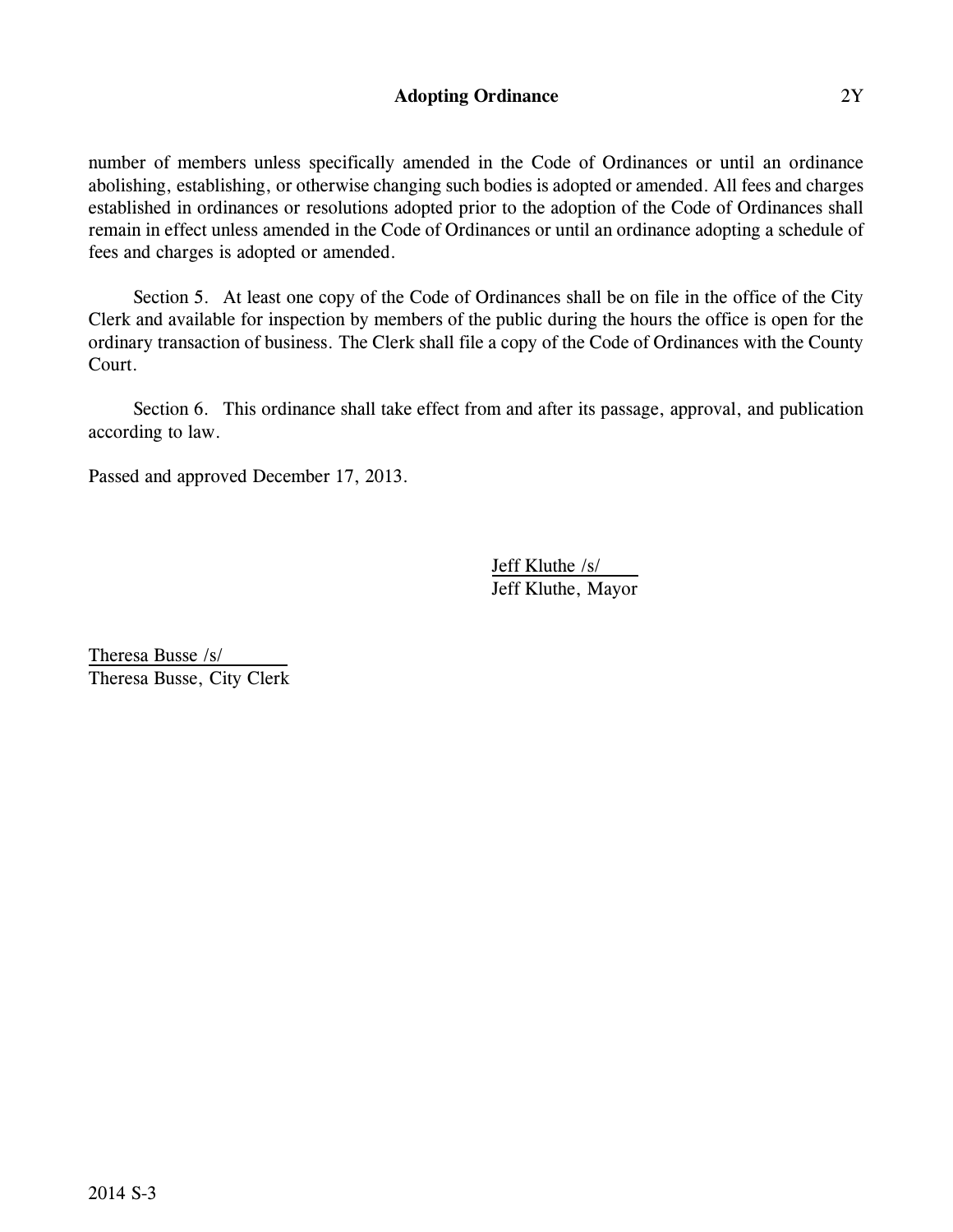number of members unless specifically amended in the Code of Ordinances or until an ordinance abolishing, establishing, or otherwise changing such bodies is adopted or amended. All fees and charges established in ordinances or resolutions adopted prior to the adoption of the Code of Ordinances shall remain in effect unless amended in the Code of Ordinances or until an ordinance adopting a schedule of fees and charges is adopted or amended.

Section 5. At least one copy of the Code of Ordinances shall be on file in the office of the City Clerk and available for inspection by members of the public during the hours the office is open for the ordinary transaction of business. The Clerk shall file a copy of the Code of Ordinances with the County Court.

Section 6. This ordinance shall take effect from and after its passage, approval, and publication according to law.

Passed and approved December 17, 2013.

Jeff Kluthe /s/
Jeff Kluthe, Mayor

Theresa Busse /s/
Theresa Busse, City Clerk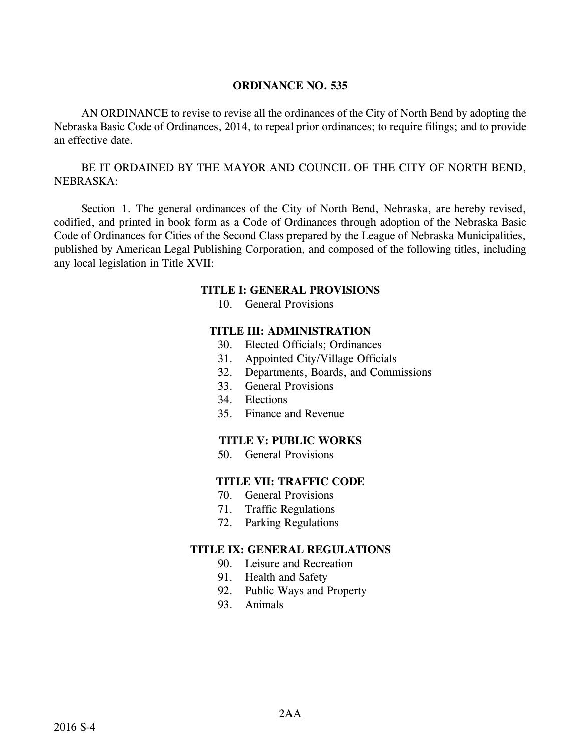**ORDINANCE NO. 535**

AN ORDINANCE to revise to revise all the ordinances of the City of North Bend by adopting the Nebraska Basic Code of Ordinances, 2014, to repeal prior ordinances; to require filings; and to provide an effective date.

BE IT ORDAINED BY THE MAYOR AND COUNCIL OF THE CITY OF NORTH BEND, NEBRASKA:

Section 1. The general ordinances of the City of North Bend, Nebraska, are hereby revised, codified, and printed in book form as a Code of Ordinances through adoption of the Nebraska Basic Code of Ordinances for Cities of the Second Class prepared by the League of Nebraska Municipalities, published by American Legal Publishing Corporation, and composed of the following titles, including any local legislation in Title XVII:

**TITLE I: GENERAL PROVISIONS**

10. General Provisions

**TITLE III: ADMINISTRATION**

30. Elected Officials; Ordinances
31. Appointed City/Village Officials
32. Departments, Boards, and Commissions
33. General Provisions
34. Elections
35. Finance and Revenue

**TITLE V: PUBLIC WORKS**

50. General Provisions

**TITLE VII: TRAFFIC CODE**

70. General Provisions
71. Traffic Regulations
72. Parking Regulations

**TITLE IX: GENERAL REGULATIONS**

90. Leisure and Recreation
91. Health and Safety
92. Public Ways and Property
93. Animals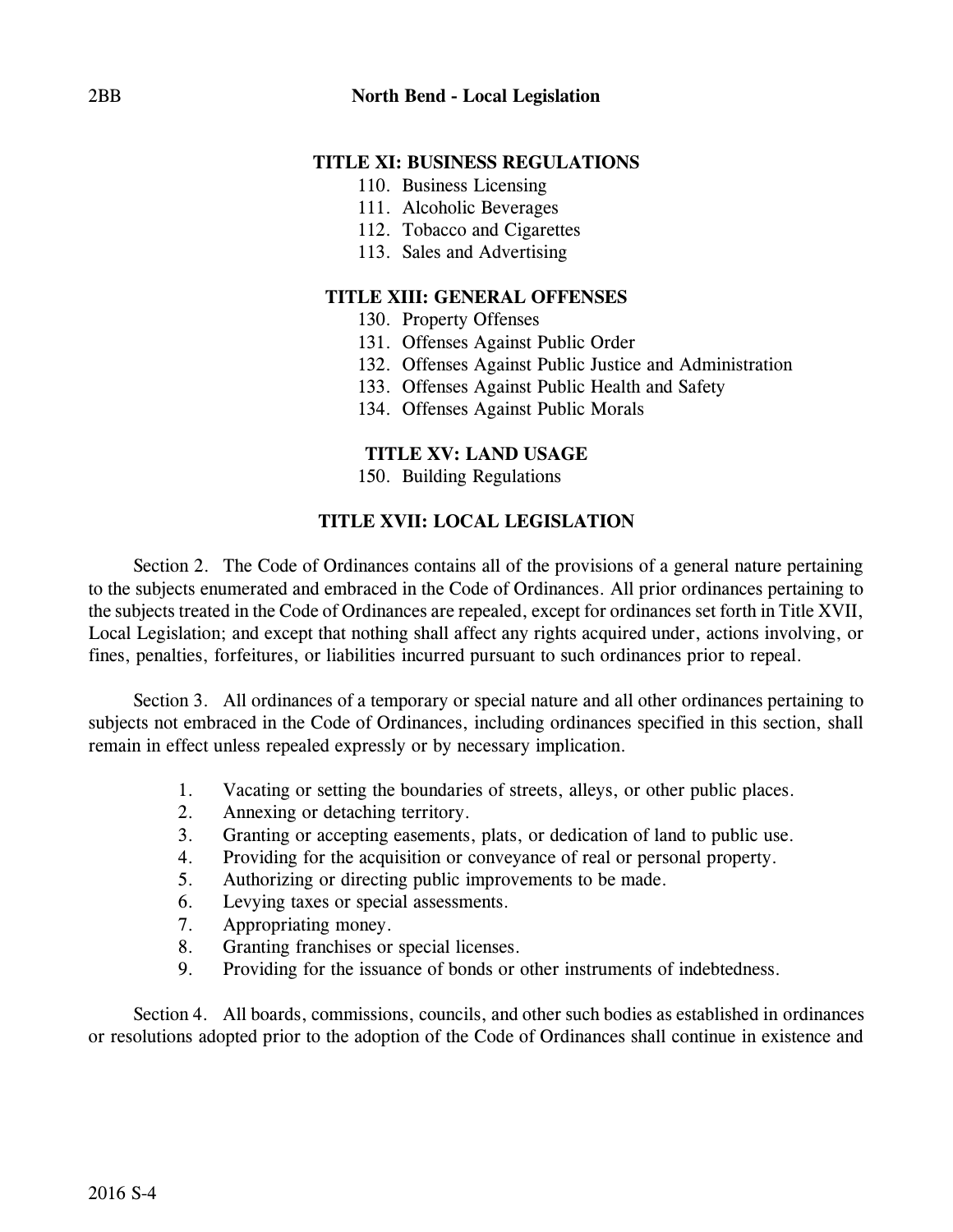## TITLE XI: BUSINESS REGULATIONS

110. Business Licensing
111. Alcoholic Beverages
112. Tobacco and Cigarettes
113. Sales and Advertising

## TITLE XIII: GENERAL OFFENSES

130. Property Offenses
131. Offenses Against Public Order
132. Offenses Against Public Justice and Administration
133. Offenses Against Public Health and Safety
134. Offenses Against Public Morals

## TITLE XV: LAND USAGE

150. Building Regulations

## TITLE XVII: LOCAL LEGISLATION

Section 2. The Code of Ordinances contains all of the provisions of a general nature pertaining to the subjects enumerated and embraced in the Code of Ordinances. All prior ordinances pertaining to the subjects treated in the Code of Ordinances are repealed, except for ordinances set forth in Title XVII, Local Legislation; and except that nothing shall affect any rights acquired under, actions involving, or fines, penalties, forfeitures, or liabilities incurred pursuant to such ordinances prior to repeal.

Section 3. All ordinances of a temporary or special nature and all other ordinances pertaining to subjects not embraced in the Code of Ordinances, including ordinances specified in this section, shall remain in effect unless repealed expressly or by necessary implication.

1. Vacating or setting the boundaries of streets, alleys, or other public places.
2. Annexing or detaching territory.
3. Granting or accepting easements, plats, or dedication of land to public use.
4. Providing for the acquisition or conveyance of real or personal property.
5. Authorizing or directing public improvements to be made.
6. Levying taxes or special assessments.
7. Appropriating money.
8. Granting franchises or special licenses.
9. Providing for the issuance of bonds or other instruments of indebtedness.

Section 4. All boards, commissions, councils, and other such bodies as established in ordinances or resolutions adopted prior to the adoption of the Code of Ordinances shall continue in existence and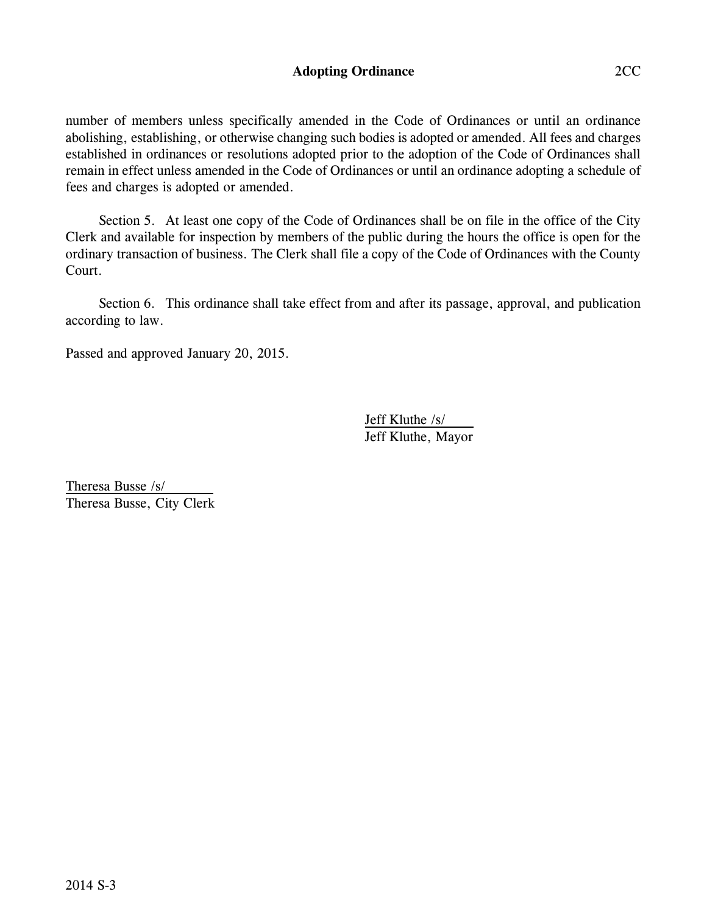number of members unless specifically amended in the Code of Ordinances or until an ordinance abolishing, establishing, or otherwise changing such bodies is adopted or amended. All fees and charges established in ordinances or resolutions adopted prior to the adoption of the Code of Ordinances shall remain in effect unless amended in the Code of Ordinances or until an ordinance adopting a schedule of fees and charges is adopted or amended.

Section 5. At least one copy of the Code of Ordinances shall be on file in the office of the City Clerk and available for inspection by members of the public during the hours the office is open for the ordinary transaction of business. The Clerk shall file a copy of the Code of Ordinances with the County Court.

Section 6. This ordinance shall take effect from and after its passage, approval, and publication according to law.

Passed and approved January 20, 2015.

Jeff Kluthe /s/
Jeff Kluthe, Mayor

Theresa Busse /s/
Theresa Busse, City Clerk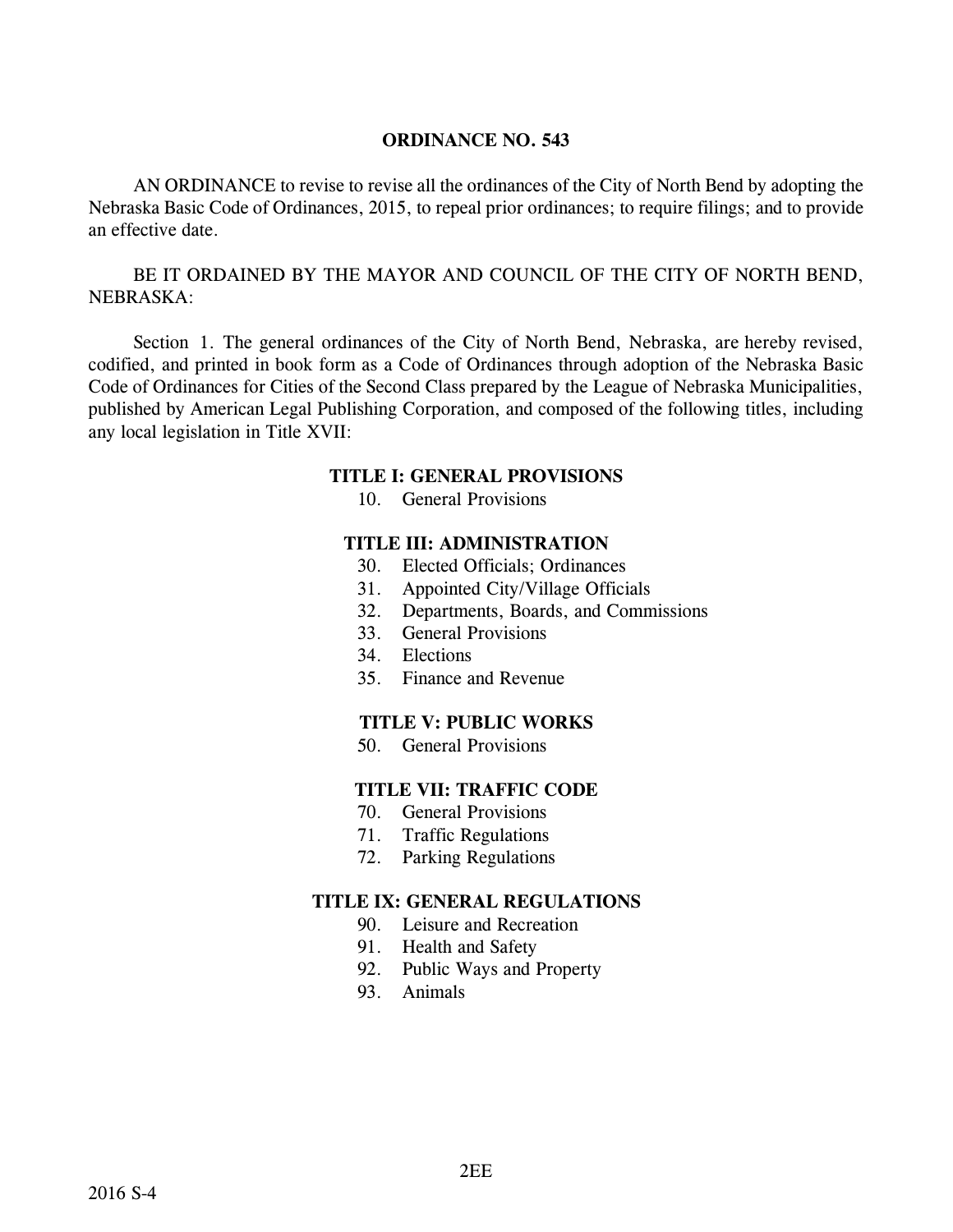**ORDINANCE NO. 543**

AN ORDINANCE to revise to revise all the ordinances of the City of North Bend by adopting the Nebraska Basic Code of Ordinances, 2015, to repeal prior ordinances; to require filings; and to provide an effective date.

BE IT ORDAINED BY THE MAYOR AND COUNCIL OF THE CITY OF NORTH BEND, NEBRASKA:

Section 1. The general ordinances of the City of North Bend, Nebraska, are hereby revised, codified, and printed in book form as a Code of Ordinances through adoption of the Nebraska Basic Code of Ordinances for Cities of the Second Class prepared by the League of Nebraska Municipalities, published by American Legal Publishing Corporation, and composed of the following titles, including any local legislation in Title XVII:

**TITLE I: GENERAL PROVISIONS**

10. General Provisions

**TITLE III: ADMINISTRATION**

30. Elected Officials; Ordinances
31. Appointed City/Village Officials
32. Departments, Boards, and Commissions
33. General Provisions
34. Elections
35. Finance and Revenue

**TITLE V: PUBLIC WORKS**

50. General Provisions

**TITLE VII: TRAFFIC CODE**

70. General Provisions
71. Traffic Regulations
72. Parking Regulations

**TITLE IX: GENERAL REGULATIONS**

90. Leisure and Recreation
91. Health and Safety
92. Public Ways and Property
93. Animals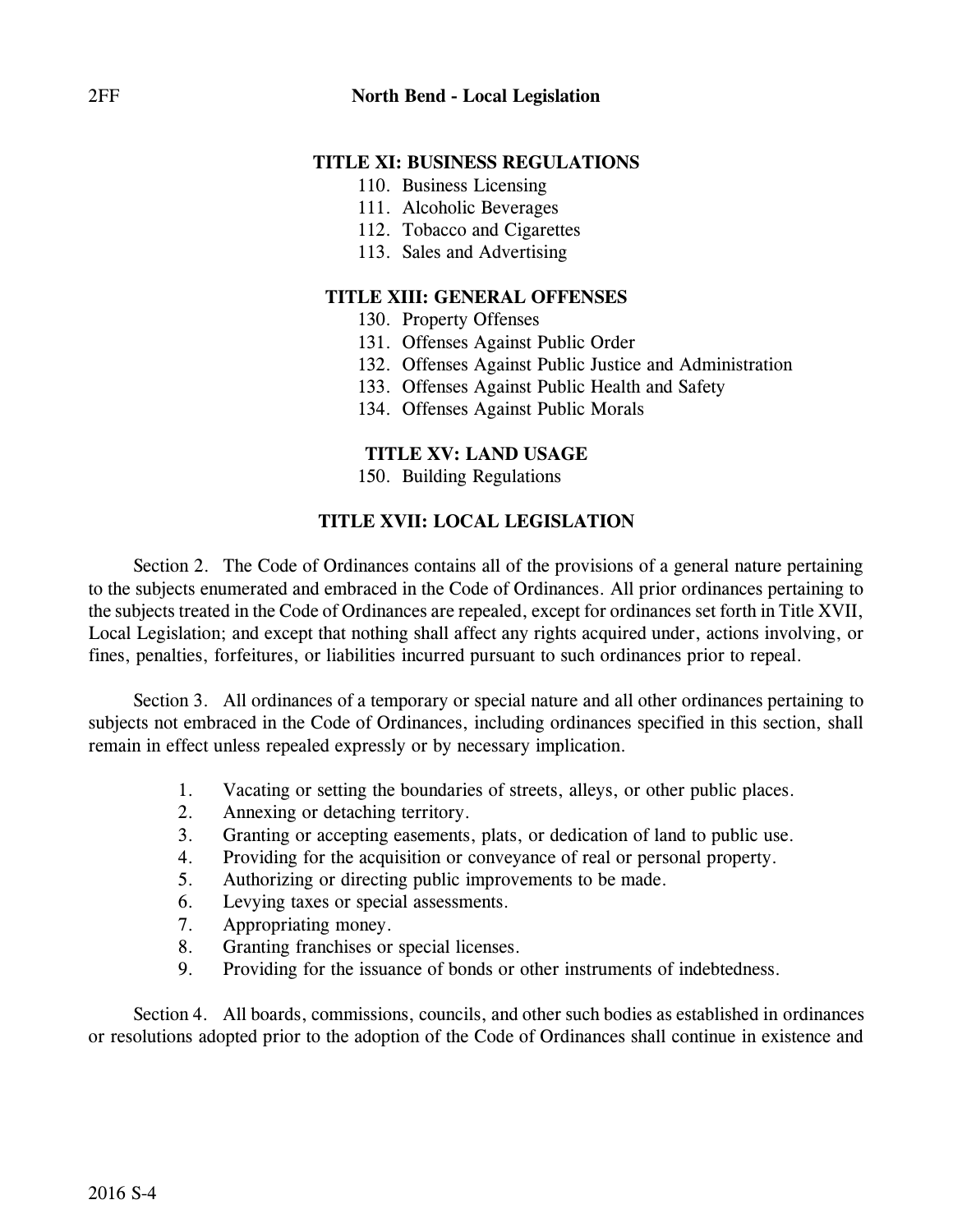### TITLE XI: BUSINESS REGULATIONS

110. Business Licensing
111. Alcoholic Beverages
112. Tobacco and Cigarettes
113. Sales and Advertising

### TITLE XIII: GENERAL OFFENSES

130. Property Offenses
131. Offenses Against Public Order
132. Offenses Against Public Justice and Administration
133. Offenses Against Public Health and Safety
134. Offenses Against Public Morals

### TITLE XV: LAND USAGE

150. Building Regulations

### TITLE XVII: LOCAL LEGISLATION

Section 2. The Code of Ordinances contains all of the provisions of a general nature pertaining to the subjects enumerated and embraced in the Code of Ordinances. All prior ordinances pertaining to the subjects treated in the Code of Ordinances are repealed, except for ordinances set forth in Title XVII, Local Legislation; and except that nothing shall affect any rights acquired under, actions involving, or fines, penalties, forfeitures, or liabilities incurred pursuant to such ordinances prior to repeal.

Section 3. All ordinances of a temporary or special nature and all other ordinances pertaining to subjects not embraced in the Code of Ordinances, including ordinances specified in this section, shall remain in effect unless repealed expressly or by necessary implication.

1. Vacating or setting the boundaries of streets, alleys, or other public places.
2. Annexing or detaching territory.
3. Granting or accepting easements, plats, or dedication of land to public use.
4. Providing for the acquisition or conveyance of real or personal property.
5. Authorizing or directing public improvements to be made.
6. Levying taxes or special assessments.
7. Appropriating money.
8. Granting franchises or special licenses.
9. Providing for the issuance of bonds or other instruments of indebtedness.

Section 4. All boards, commissions, councils, and other such bodies as established in ordinances or resolutions adopted prior to the adoption of the Code of Ordinances shall continue in existence and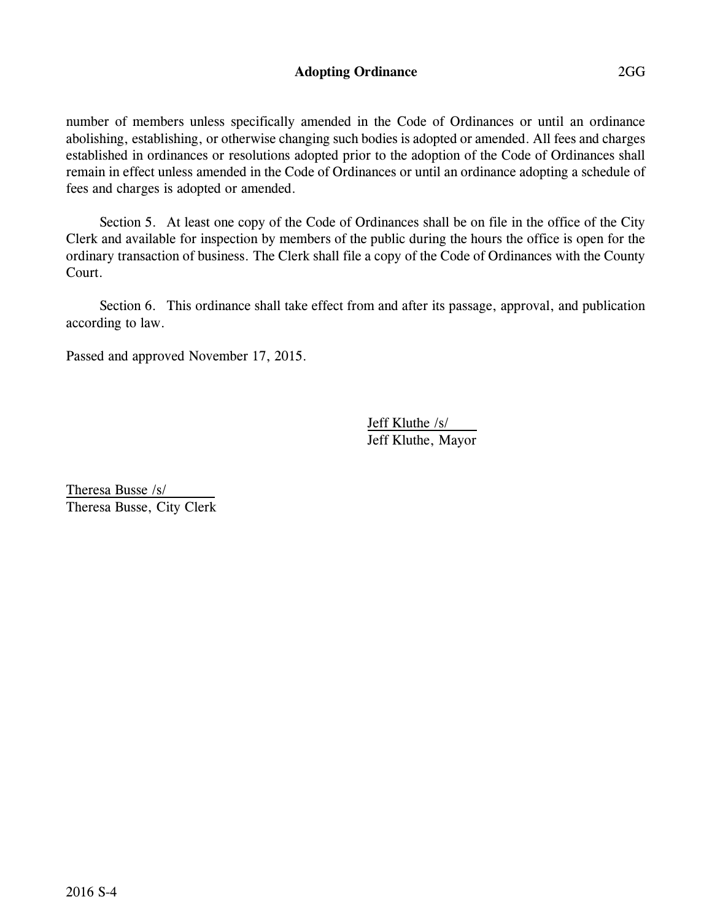number of members unless specifically amended in the Code of Ordinances or until an ordinance abolishing, establishing, or otherwise changing such bodies is adopted or amended. All fees and charges established in ordinances or resolutions adopted prior to the adoption of the Code of Ordinances shall remain in effect unless amended in the Code of Ordinances or until an ordinance adopting a schedule of fees and charges is adopted or amended.

Section 5. At least one copy of the Code of Ordinances shall be on file in the office of the City Clerk and available for inspection by members of the public during the hours the office is open for the ordinary transaction of business. The Clerk shall file a copy of the Code of Ordinances with the County Court.

Section 6. This ordinance shall take effect from and after its passage, approval, and publication according to law.

Passed and approved November 17, 2015.

Jeff Kluthe /s/
Jeff Kluthe, Mayor

Theresa Busse /s/
Theresa Busse, City Clerk